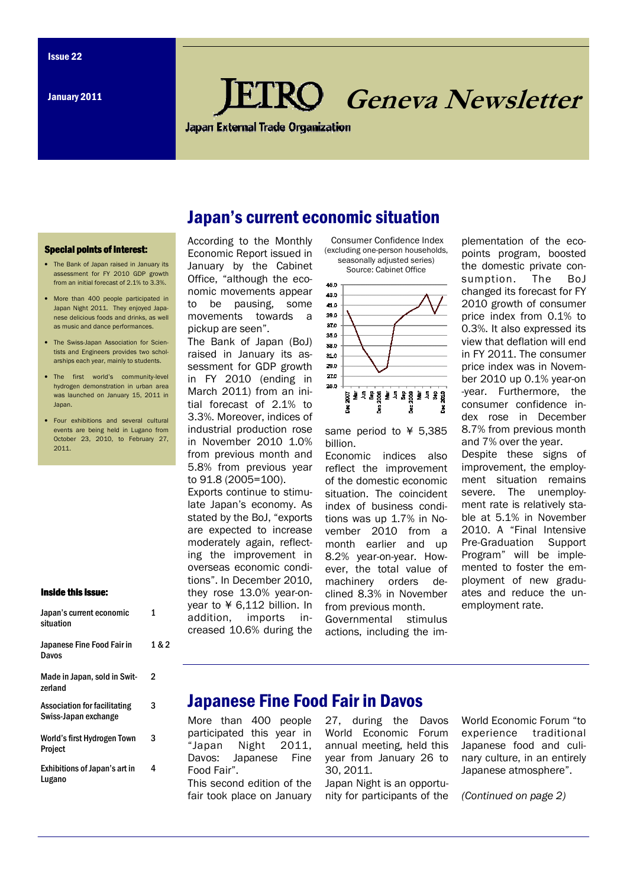Issue 22

January 2011

# JETRO Geneva Newsletter

Japan External Trade Organization

## Special points of interest:

- The Bank of Japan raised in January its assessment for FY 2010 GDP growth from an initial forecast of 2.1% to 3.3%.
- More than 400 people participated in Japan Night 2011. They enjoyed Japanese delicious foods and drinks, as well as music and dance performances.
- The Swiss-Japan Association for Scientists and Engineers provides two scholarships each year, mainly to students.
- The first world's community-level hydrogen demonstration in urban area was launched on January 15, 2011 in Japan.
- Four exhibitions and several cultural events are being held in Lugano from October 23, 2010, to February 27, 2011.

## Inside this issue:

| | |
|---|---|
| Japan's current economic situation | 1 |
| Japanese Fine Food Fair in Davos | 1 & 2 |
| Made in Japan, sold in Switzerland | 2 |
| Association for facilitating Swiss-Japan exchange | 3 |
| World's first Hydrogen Town Project | 3 |
| Exhibitions of Japan's art in Lugano | 4 |

## Japan's current economic situation

According to the Monthly Economic Report issued in January by the Cabinet Office, "although the economic movements appear to be pausing, some movements towards a pickup are seen".

The Bank of Japan (BoJ) raised in January its assessment for GDP growth in FY 2010 (ending in March 2011) from an initial forecast of 2.1% to 3.3%. Moreover, indices of industrial production rose in November 2010 1.0% from previous month and 5.8% from previous year to 91.8 (2005=100).

Exports continue to stimulate Japan's economy. As stated by the BoJ, "exports are expected to increase moderately again, reflecting the improvement in overseas economic conditions". In December 2010, they rose 13.0% year-on-year to ¥ 6,112 billion. In addition, imports increased 10.6% during the same period to ¥ 5,385 billion.

Consumer Confidence Index (excluding one-person households, seasonally adjusted series) Source: Cabinet Office

Economic indices also reflect the improvement of the domestic economic situation. The coincident index of business conditions was up 1.7% in November 2010 from a month earlier and up 8.2% year-on-year. However, the total value of machinery orders declined 8.3% in November from previous month.

Governmental stimulus actions, including the implementation of the eco-points program, boosted the domestic private consumption. The BoJ changed its forecast for FY 2010 growth of consumer price index from 0.1% to 0.3%. It also expressed its view that deflation will end in FY 2011. The consumer price index was in November 2010 up 0.1% year-on-year. Furthermore, the consumer confidence index rose in December 8.7% from previous month and 7% over the year.

Despite these signs of improvement, the employment situation remains severe. The unemployment rate is relatively stable at 5.1% in November 2010. A "Final Intensive Pre-Graduation Support Program" will be implemented to foster the employment of new graduates and reduce the unemployment rate.

## Japanese Fine Food Fair in Davos

More than 400 people participated this year in "Japan Night 2011, Davos: Japanese Fine Food Fair".

This second edition of the fair took place on January 27, during the Davos World Economic Forum annual meeting, held this year from January 26 to 30, 2011.

Japan Night is an opportunity for participants of the World Economic Forum "to experience traditional Japanese food and culinary culture, in an entirely Japanese atmosphere".

*(Continued on page 2)*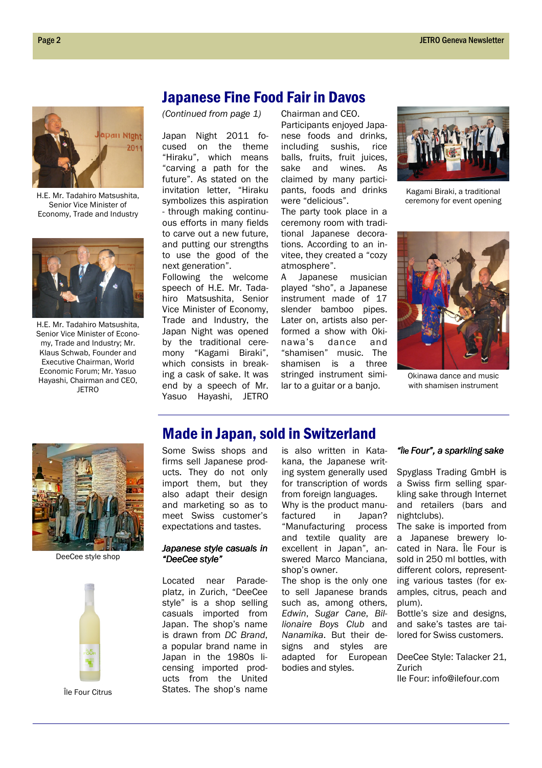## Japanese Fine Food Fair in Davos

H.E. Mr. Tadahiro Matsushita, Senior Vice Minister of Economy, Trade and Industry

H.E. Mr. Tadahiro Matsushita, Senior Vice Minister of Economy, Trade and Industry; Mr. Klaus Schwab, Founder and Executive Chairman, World Economic Forum; Mr. Yasuo Hayashi, Chairman and CEO, JETRO

*(Continued from page 1)*

Japan Night 2011 focused on the theme "Hiraku", which means "carving a path for the future". As stated on the invitation letter, "Hiraku symbolizes this aspiration - through making continuous efforts in many fields to carve out a new future, and putting our strengths to use the good of the next generation".

Following the welcome speech of H.E. Mr. Tadahiro Matsushita, Senior Vice Minister of Economy, Trade and Industry, the Japan Night was opened by the traditional ceremony "Kagami Biraki", which consists in breaking a cask of sake. It was end by a speech of Mr. Yasuo Hayashi, JETRO Chairman and CEO.

Participants enjoyed Japanese foods and drinks, including sushis, rice balls, fruits, fruit juices, sake and wines. As claimed by many participants, foods and drinks were "delicious".

The party took place in a ceremony room with traditional Japanese decorations. According to an invitee, they created a "cozy atmosphere".

A Japanese musician played "sho", a Japanese instrument made of 17 slender bamboo pipes. Later on, artists also performed a show with Okinawa's dance and "shamisen" music. The shamisen is a three stringed instrument similar to a guitar or a banjo.

Kagami Biraki, a traditional ceremony for event opening

Okinawa dance and music with shamisen instrument

## Made in Japan, sold in Switzerland

DeeCee style shop

Île Four Citrus

Some Swiss shops and firms sell Japanese products. They do not only import them, but they also adapt their design and marketing so as to meet Swiss customer's expectations and tastes.

### *Japanese style casuals in "DeeCee style"*

Located near Paradeplatz, in Zurich, "DeeCee style" is a shop selling casuals imported from Japan. The shop's name is drawn from *DC Brand*, a popular brand name in Japan in the 1980s licensing imported products from the United States. The shop's name is also written in Katakana, the Japanese writing system generally used for transcription of words from foreign languages.

Why is the product manufactured in Japan? "Manufacturing process and textile quality are excellent in Japan", answered Marco Manciana, shop's owner.

The shop is the only one to sell Japanese brands such as, among others, *Edwin*, *Sugar Cane*, *Billionaire Boys Club* and *Nanamika*. But their designs and styles are adapted for European bodies and styles.

### *"Île Four", a sparkling sake*

Spyglass Trading GmbH is a Swiss firm selling sparkling sake through Internet and retailers (bars and nightclubs).

The sake is imported from a Japanese brewery located in Nara. Île Four is sold in 250 ml bottles, with different colors, representing various tastes (for examples, citrus, peach and plum).

Bottle's size and designs, and sake's tastes are tailored for Swiss customers.

DeeCee Style: Talacker 21, Zurich
Ile Four: info@ilefour.com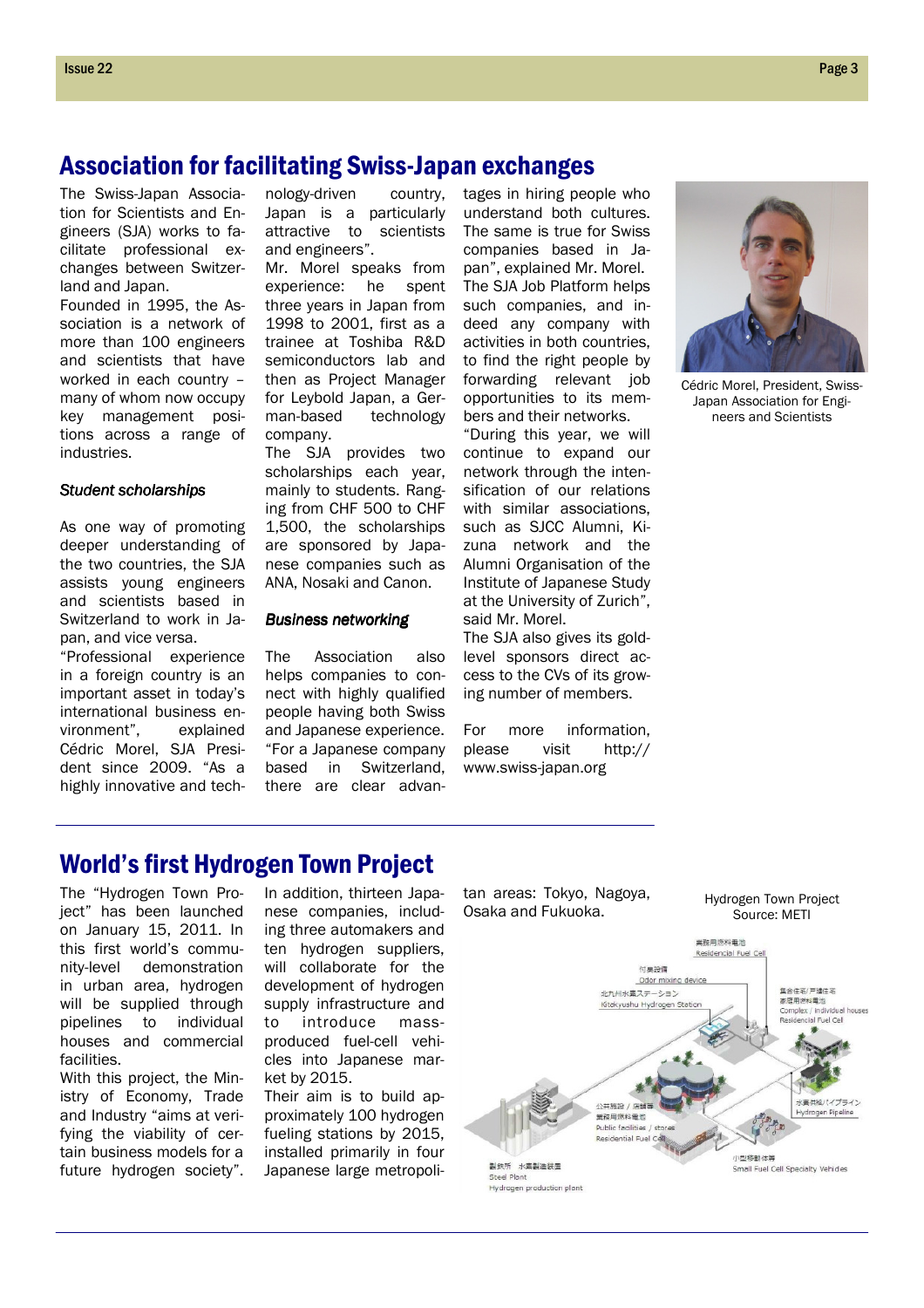## Association for facilitating Swiss-Japan exchanges

The Swiss-Japan Association for Scientists and Engineers (SJA) works to facilitate professional exchanges between Switzerland and Japan.

Founded in 1995, the Association is a network of more than 100 engineers and scientists that have worked in each country – many of whom now occupy key management positions across a range of industries.

### *Student scholarships*

As one way of promoting deeper understanding of the two countries, the SJA assists young engineers and scientists based in Switzerland to work in Japan, and vice versa.

"Professional experience in a foreign country is an important asset in today's international business environment", explained Cédric Morel, SJA President since 2009. "As a highly innovative and technology-driven country, Japan is a particularly attractive to scientists and engineers".

Mr. Morel speaks from experience: he spent three years in Japan from 1998 to 2001, first as a trainee at Toshiba R&D semiconductors lab and then as Project Manager for Leybold Japan, a German-based technology company.

The SJA provides two scholarships each year, mainly to students. Ranging from CHF 500 to CHF 1,500, the scholarships are sponsored by Japanese companies such as ANA, Nosaki and Canon.

### *Business networking*

The Association also helps companies to connect with highly qualified people having both Swiss and Japanese experience. "For a Japanese company based in Switzerland, there are clear advantages in hiring people who understand both cultures. The same is true for Swiss companies based in Japan", explained Mr. Morel. The SJA Job Platform helps such companies, and indeed any company with activities in both countries, to find the right people by forwarding relevant job opportunities to its members and their networks.

"During this year, we will continue to expand our network through the intensification of our relations with similar associations, such as SJCC Alumni, Kizuna network and the Alumni Organisation of the Institute of Japanese Study at the University of Zurich", said Mr. Morel.

The SJA also gives its gold-level sponsors direct access to the CVs of its growing number of members.

For more information, please visit http://www.swiss-japan.org

Cédric Morel, President, Swiss-Japan Association for Engineers and Scientists

## World's first Hydrogen Town Project

The "Hydrogen Town Project" has been launched on January 15, 2011. In this first world's community-level demonstration in urban area, hydrogen will be supplied through pipelines to individual houses and commercial facilities.

With this project, the Ministry of Economy, Trade and Industry "aims at verifying the viability of certain business models for a future hydrogen society".

In addition, thirteen Japanese companies, including three automakers and ten hydrogen suppliers, will collaborate for the development of hydrogen supply infrastructure and to introduce mass-produced fuel-cell vehicles into Japanese market by 2015.

Their aim is to build approximately 100 hydrogen fueling stations by 2015, installed primarily in four Japanese large metropolitan areas: Tokyo, Nagoya, Osaka and Fukuoka.

Hydrogen Town Project
Source: METI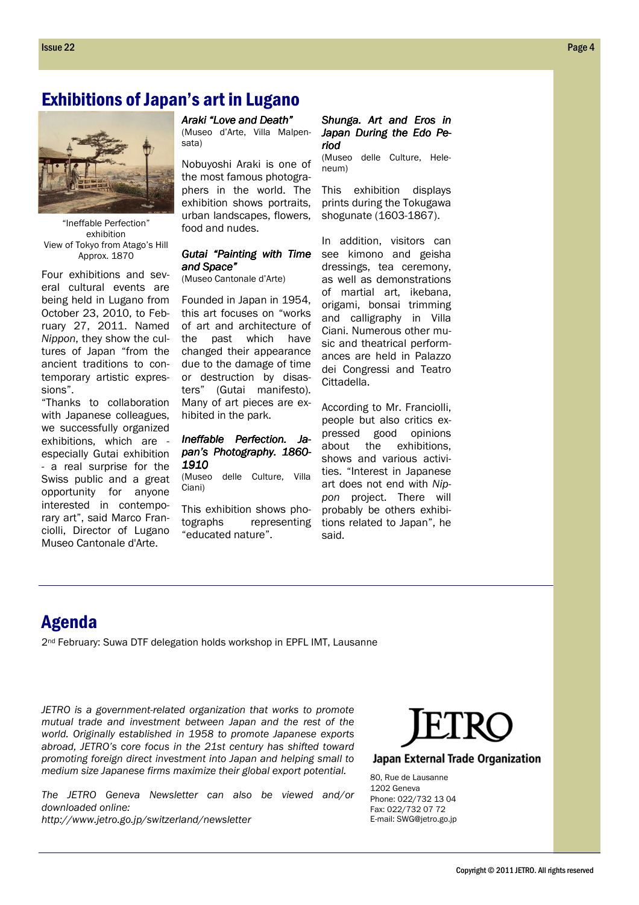# Exhibitions of Japan's art in Lugano

"Ineffable Perfection" exhibition
View of Tokyo from Atago's Hill
Approx. 1870

Four exhibitions and several cultural events are being held in Lugano from October 23, 2010, to February 27, 2011. Named *Nippon*, they show the cultures of Japan "from the ancient traditions to contemporary artistic expressions".
"Thanks to collaboration with Japanese colleagues, we successfully organized exhibitions, which are - especially Gutai exhibition - a real surprise for the Swiss public and a great opportunity for anyone interested in contemporary art", said Marco Franciolli, Director of Lugano Museo Cantonale d'Arte.

***Araki "Love and Death"***
(Museo d'Arte, Villa Malpensata)

Nobuyoshi Araki is one of the most famous photographers in the world. The exhibition shows portraits, urban landscapes, flowers, food and nudes.

***Gutai "Painting with Time and Space"***
(Museo Cantonale d'Arte)

Founded in Japan in 1954, this art focuses on "works of art and architecture of the past which have changed their appearance due to the damage of time or destruction by disasters" (Gutai manifesto). Many of art pieces are exhibited in the park.

***Ineffable Perfection. Japan's Photography. 1860-1910***
(Museo delle Culture, Villa Ciani)

This exhibition shows photographs representing "educated nature".

***Shunga. Art and Eros in Japan During the Edo Period***
(Museo delle Culture, Heleneum)

This exhibition displays prints during the Tokugawa shogunate (1603-1867).

In addition, visitors can see kimono and geisha dressings, tea ceremony, as well as demonstrations of martial art, ikebana, origami, bonsai trimming and calligraphy in Villa Ciani. Numerous other music and theatrical performances are held in Palazzo dei Congressi and Teatro Cittadella.

According to Mr. Franciolli, people but also critics expressed good opinions about the exhibitions, shows and various activities. "Interest in Japanese art does not end with *Nippon* project. There will probably be others exhibitions related to Japan", he said.

# Agenda

2nd February: Suwa DTF delegation holds workshop in EPFL IMT, Lausanne

*JETRO is a government-related organization that works to promote mutual trade and investment between Japan and the rest of the world. Originally established in 1958 to promote Japanese exports abroad, JETRO's core focus in the 21st century has shifted toward promoting foreign direct investment into Japan and helping small to medium size Japanese firms maximize their global export potential.*

*The JETRO Geneva Newsletter can also be viewed and/or downloaded online:*
*http://www.jetro.go.jp/switzerland/newsletter*

**JETRO**
**Japan External Trade Organization**

80, Rue de Lausanne
1202 Geneva
Phone: 022/732 13 04
Fax: 022/732 07 72
E-mail: SWG@jetro.go.jp

Copyright © 2011 JETRO. All rights reserved